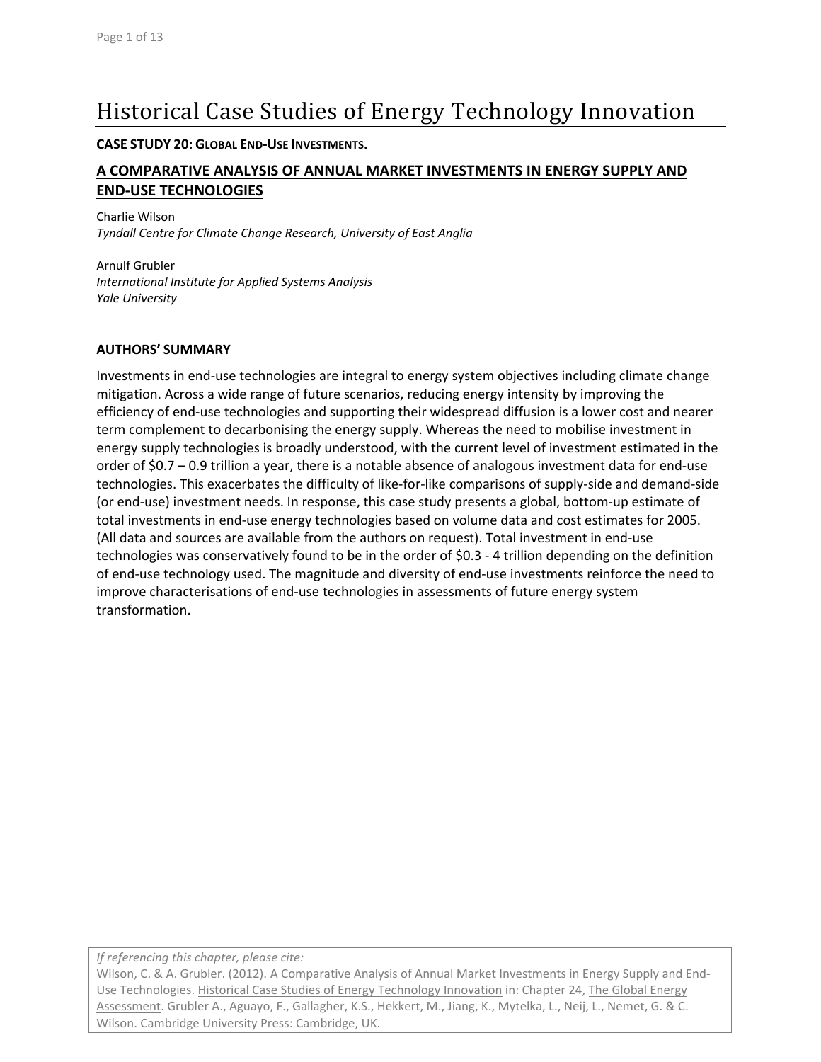# Historical Case Studies of Energy Technology Innovation

**CASE STUDY 20: GLOBAL END-USE INVESTMENTS.**

## A COMPARATIVE ANALYSIS OF ANNUAL MARKET INVESTMENTS IN ENERGY SUPPLY AND END-USE TECHNOLOGIES

Charlie Wilson
*Tyndall Centre for Climate Change Research, University of East Anglia*

Arnulf Grubler
*International Institute for Applied Systems Analysis*
*Yale University*

### AUTHORS' SUMMARY

Investments in end-use technologies are integral to energy system objectives including climate change mitigation. Across a wide range of future scenarios, reducing energy intensity by improving the efficiency of end-use technologies and supporting their widespread diffusion is a lower cost and nearer term complement to decarbonising the energy supply. Whereas the need to mobilise investment in energy supply technologies is broadly understood, with the current level of investment estimated in the order of $0.7 – 0.9 trillion a year, there is a notable absence of analogous investment data for end-use technologies. This exacerbates the difficulty of like-for-like comparisons of supply-side and demand-side (or end-use) investment needs. In response, this case study presents a global, bottom-up estimate of total investments in end-use energy technologies based on volume data and cost estimates for 2005. (All data and sources are available from the authors on request). Total investment in end-use technologies was conservatively found to be in the order of $0.3 - 4 trillion depending on the definition of end-use technology used. The magnitude and diversity of end-use investments reinforce the need to improve characterisations of end-use technologies in assessments of future energy system transformation.

*If referencing this chapter, please cite:*
Wilson, C. & A. Grubler. (2012). A Comparative Analysis of Annual Market Investments in Energy Supply and End-Use Technologies. Historical Case Studies of Energy Technology Innovation in: Chapter 24, The Global Energy Assessment. Grubler A., Aguayo, F., Gallagher, K.S., Hekkert, M., Jiang, K., Mytelka, L., Neij, L., Nemet, G. & C. Wilson. Cambridge University Press: Cambridge, UK.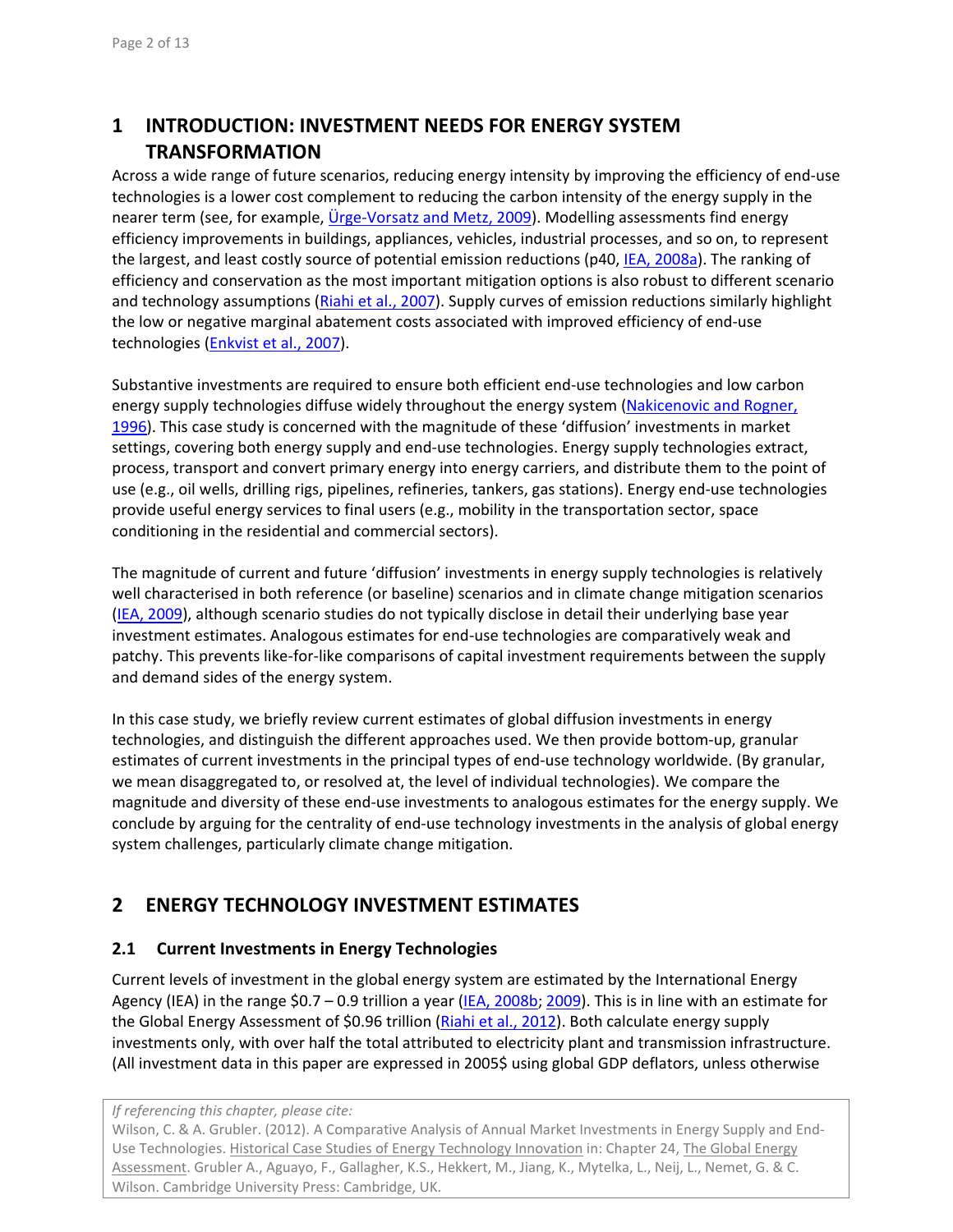# 1 INTRODUCTION: INVESTMENT NEEDS FOR ENERGY SYSTEM TRANSFORMATION

Across a wide range of future scenarios, reducing energy intensity by improving the efficiency of end-use technologies is a lower cost complement to reducing the carbon intensity of the energy supply in the nearer term (see, for example, Ürge-Vorsatz and Metz, 2009). Modelling assessments find energy efficiency improvements in buildings, appliances, vehicles, industrial processes, and so on, to represent the largest, and least costly source of potential emission reductions (p40, IEA, 2008a). The ranking of efficiency and conservation as the most important mitigation options is also robust to different scenario and technology assumptions (Riahi et al., 2007). Supply curves of emission reductions similarly highlight the low or negative marginal abatement costs associated with improved efficiency of end-use technologies (Enkvist et al., 2007).

Substantive investments are required to ensure both efficient end-use technologies and low carbon energy supply technologies diffuse widely throughout the energy system (Nakicenovic and Rogner, 1996). This case study is concerned with the magnitude of these 'diffusion' investments in market settings, covering both energy supply and end-use technologies. Energy supply technologies extract, process, transport and convert primary energy into energy carriers, and distribute them to the point of use (e.g., oil wells, drilling rigs, pipelines, refineries, tankers, gas stations). Energy end-use technologies provide useful energy services to final users (e.g., mobility in the transportation sector, space conditioning in the residential and commercial sectors).

The magnitude of current and future 'diffusion' investments in energy supply technologies is relatively well characterised in both reference (or baseline) scenarios and in climate change mitigation scenarios (IEA, 2009), although scenario studies do not typically disclose in detail their underlying base year investment estimates. Analogous estimates for end-use technologies are comparatively weak and patchy. This prevents like-for-like comparisons of capital investment requirements between the supply and demand sides of the energy system.

In this case study, we briefly review current estimates of global diffusion investments in energy technologies, and distinguish the different approaches used. We then provide bottom-up, granular estimates of current investments in the principal types of end-use technology worldwide. (By granular, we mean disaggregated to, or resolved at, the level of individual technologies). We compare the magnitude and diversity of these end-use investments to analogous estimates for the energy supply. We conclude by arguing for the centrality of end-use technology investments in the analysis of global energy system challenges, particularly climate change mitigation.

# 2 ENERGY TECHNOLOGY INVESTMENT ESTIMATES

## 2.1 Current Investments in Energy Technologies

Current levels of investment in the global energy system are estimated by the International Energy Agency (IEA) in the range \$0.7 – 0.9 trillion a year (IEA, 2008b; 2009). This is in line with an estimate for the Global Energy Assessment of \$0.96 trillion (Riahi et al., 2012). Both calculate energy supply investments only, with over half the total attributed to electricity plant and transmission infrastructure. (All investment data in this paper are expressed in 2005\$ using global GDP deflators, unless otherwise

*If referencing this chapter, please cite:*
Wilson, C. & A. Grubler. (2012). A Comparative Analysis of Annual Market Investments in Energy Supply and End-Use Technologies. Historical Case Studies of Energy Technology Innovation in: Chapter 24, The Global Energy Assessment. Grubler A., Aguayo, F., Gallagher, K.S., Hekkert, M., Jiang, K., Mytelka, L., Neij, L., Nemet, G. & C. Wilson. Cambridge University Press: Cambridge, UK.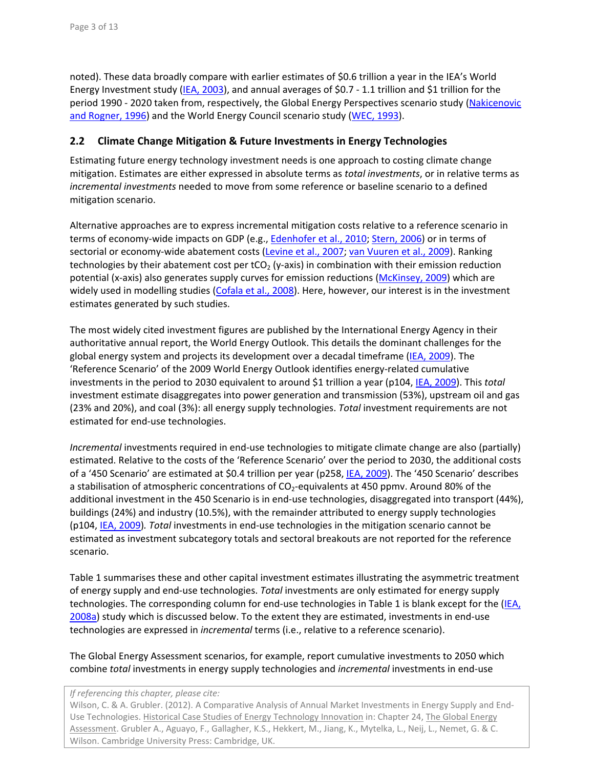noted). These data broadly compare with earlier estimates of $0.6 trillion a year in the IEA's World Energy Investment study (IEA, 2003), and annual averages of $0.7 - 1.1 trillion and $1 trillion for the period 1990 - 2020 taken from, respectively, the Global Energy Perspectives scenario study (Nakicenovic and Rogner, 1996) and the World Energy Council scenario study (WEC, 1993).

## 2.2 Climate Change Mitigation & Future Investments in Energy Technologies

Estimating future energy technology investment needs is one approach to costing climate change mitigation. Estimates are either expressed in absolute terms as *total investments*, or in relative terms as *incremental investments* needed to move from some reference or baseline scenario to a defined mitigation scenario.

Alternative approaches are to express incremental mitigation costs relative to a reference scenario in terms of economy-wide impacts on GDP (e.g., Edenhofer et al., 2010; Stern, 2006) or in terms of sectorial or economy-wide abatement costs (Levine et al., 2007; van Vuuren et al., 2009). Ranking technologies by their abatement cost per $tCO_2$ (y-axis) in combination with their emission reduction potential (x-axis) also generates supply curves for emission reductions (McKinsey, 2009) which are widely used in modelling studies (Cofala et al., 2008). Here, however, our interest is in the investment estimates generated by such studies.

The most widely cited investment figures are published by the International Energy Agency in their authoritative annual report, the World Energy Outlook. This details the dominant challenges for the global energy system and projects its development over a decadal timeframe (IEA, 2009). The 'Reference Scenario' of the 2009 World Energy Outlook identifies energy-related cumulative investments in the period to 2030 equivalent to around $1 trillion a year (p104, IEA, 2009). This *total* investment estimate disaggregates into power generation and transmission (53%), upstream oil and gas (23% and 20%), and coal (3%): all energy supply technologies. *Total* investment requirements are not estimated for end-use technologies.

*Incremental* investments required in end-use technologies to mitigate climate change are also (partially) estimated. Relative to the costs of the 'Reference Scenario' over the period to 2030, the additional costs of a '450 Scenario' are estimated at $0.4 trillion per year (p258, IEA, 2009). The '450 Scenario' describes a stabilisation of atmospheric concentrations of $CO_2$-equivalents at 450 ppmv. Around 80% of the additional investment in the 450 Scenario is in end-use technologies, disaggregated into transport (44%), buildings (24%) and industry (10.5%), with the remainder attributed to energy supply technologies (p104, IEA, 2009). *Total* investments in end-use technologies in the mitigation scenario cannot be estimated as investment subcategory totals and sectoral breakouts are not reported for the reference scenario.

Table 1 summarises these and other capital investment estimates illustrating the asymmetric treatment of energy supply and end-use technologies. *Total* investments are only estimated for energy supply technologies. The corresponding column for end-use technologies in Table 1 is blank except for the (IEA, 2008a) study which is discussed below. To the extent they are estimated, investments in end-use technologies are expressed in *incremental* terms (i.e., relative to a reference scenario).

The Global Energy Assessment scenarios, for example, report cumulative investments to 2050 which combine *total* investments in energy supply technologies and *incremental* investments in end-use

*If referencing this chapter, please cite:*
Wilson, C. & A. Grubler. (2012). A Comparative Analysis of Annual Market Investments in Energy Supply and End-Use Technologies. Historical Case Studies of Energy Technology Innovation in: Chapter 24, The Global Energy Assessment. Grubler A., Aguayo, F., Gallagher, K.S., Hekkert, M., Jiang, K., Mytelka, L., Neij, L., Nemet, G. & C. Wilson. Cambridge University Press: Cambridge, UK.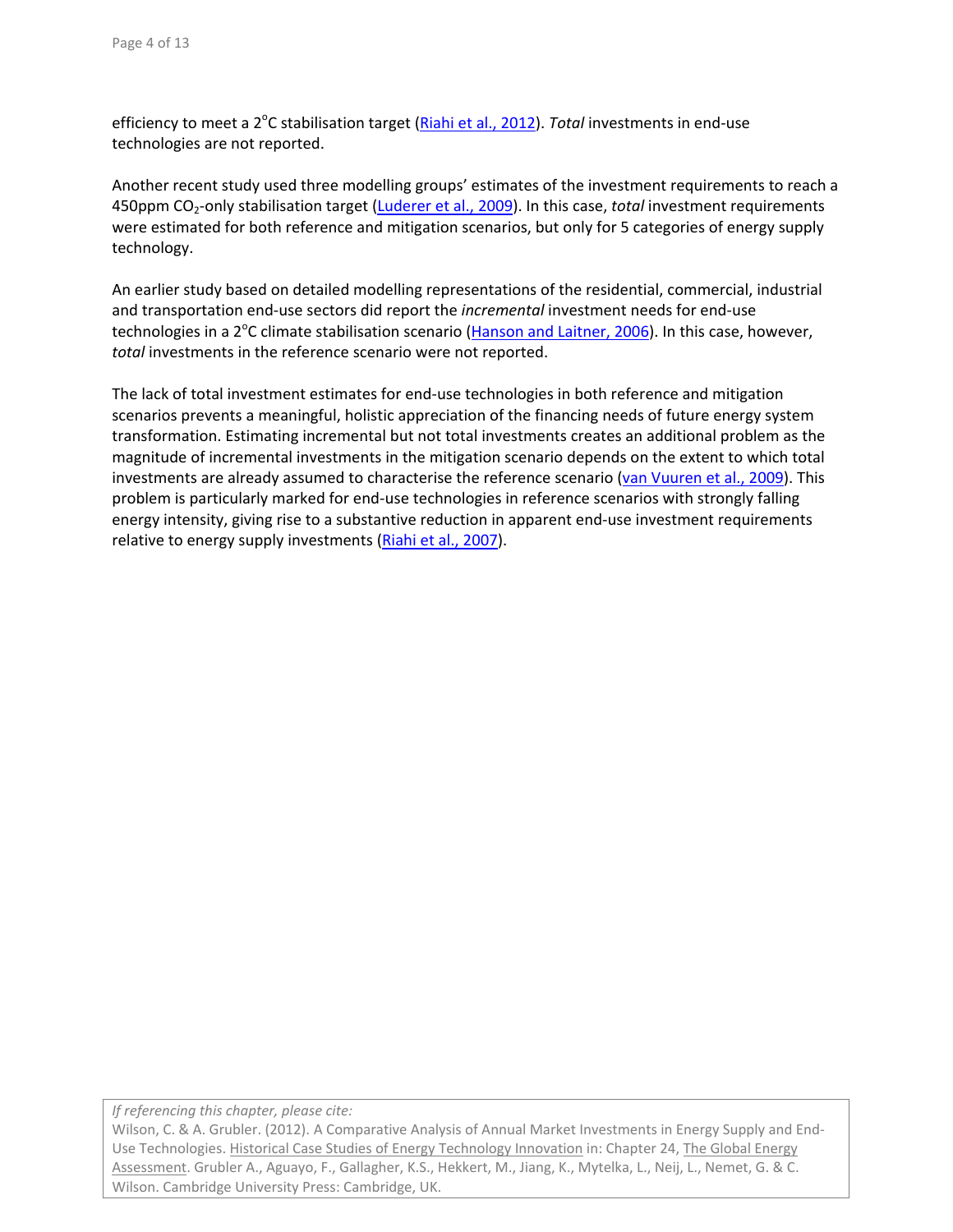efficiency to meet a 2°C stabilisation target (Riahi et al., 2012). *Total* investments in end-use technologies are not reported.

Another recent study used three modelling groups' estimates of the investment requirements to reach a 450ppm $CO_2$-only stabilisation target (Luderer et al., 2009). In this case, *total* investment requirements were estimated for both reference and mitigation scenarios, but only for 5 categories of energy supply technology.

An earlier study based on detailed modelling representations of the residential, commercial, industrial and transportation end-use sectors did report the *incremental* investment needs for end-use technologies in a 2°C climate stabilisation scenario (Hanson and Laitner, 2006). In this case, however, *total* investments in the reference scenario were not reported.

The lack of total investment estimates for end-use technologies in both reference and mitigation scenarios prevents a meaningful, holistic appreciation of the financing needs of future energy system transformation. Estimating incremental but not total investments creates an additional problem as the magnitude of incremental investments in the mitigation scenario depends on the extent to which total investments are already assumed to characterise the reference scenario (van Vuuren et al., 2009). This problem is particularly marked for end-use technologies in reference scenarios with strongly falling energy intensity, giving rise to a substantive reduction in apparent end-use investment requirements relative to energy supply investments (Riahi et al., 2007).

*If referencing this chapter, please cite:*
Wilson, C. & A. Grubler. (2012). A Comparative Analysis of Annual Market Investments in Energy Supply and End-Use Technologies. Historical Case Studies of Energy Technology Innovation in: Chapter 24, The Global Energy Assessment. Grubler A., Aguayo, F., Gallagher, K.S., Hekkert, M., Jiang, K., Mytelka, L., Neij, L., Nemet, G. & C. Wilson. Cambridge University Press: Cambridge, UK.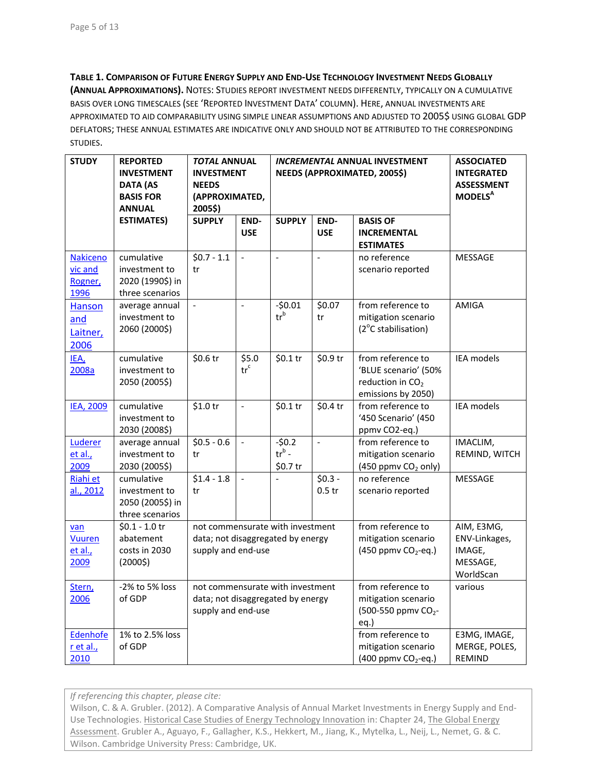**TABLE 1. COMPARISON OF FUTURE ENERGY SUPPLY AND END-USE TECHNOLOGY INVESTMENT NEEDS GLOBALLY (ANNUAL APPROXIMATIONS).** NOTES: STUDIES REPORT INVESTMENT NEEDS DIFFERENTLY, TYPICALLY ON A CUMULATIVE BASIS OVER LONG TIMESCALES (SEE 'REPORTED INVESTMENT DATA' COLUMN). HERE, ANNUAL INVESTMENTS ARE APPROXIMATED TO AID COMPARABILITY USING SIMPLE LINEAR ASSUMPTIONS AND ADJUSTED TO 2005$ USING GLOBAL GDP DEFLATORS; THESE ANNUAL ESTIMATES ARE INDICATIVE ONLY AND SHOULD NOT BE ATTRIBUTED TO THE CORRESPONDING STUDIES.

| STUDY | REPORTED INVESTMENT DATA (AS BASIS FOR ANNUAL ESTIMATES) | *TOTAL* ANNUAL INVESTMENT NEEDS (APPROXIMATED, 2005$) | | *INCREMENTAL* ANNUAL INVESTMENT NEEDS (APPROXIMATED, 2005$) | | | ASSOCIATED INTEGRATED ASSESSMENT MODELS[A] |
|---|---|---|---|---|---|---|---|
| | | SUPPLY | END-USE | SUPPLY | END-USE | BASIS OF INCREMENTAL ESTIMATES | |
| Nakicenovic and Rogner, 1996 | cumulative investment to 2020 (1990$) in three scenarios | $0.7 - 1.1 tr | - | - | - | no reference scenario reported | MESSAGE |
| Hanson and Laitner, 2006 | average annual investment to 2060 (2000$) | - | - | -$0.01 tr[b] | $0.07 tr | from reference to mitigation scenario (2°C stabilisation) | AMIGA |
| IEA, 2008a | cumulative investment to 2050 (2005$) | $0.6 tr | $5.0 tr[c] | $0.1 tr | $0.9 tr | from reference to 'BLUE scenario' (50% reduction in $CO_2$ emissions by 2050) | IEA models |
| IEA, 2009 | cumulative investment to 2030 (2008$) | $1.0 tr | - | $0.1 tr | $0.4 tr | from reference to '450 Scenario' (450 ppmv CO2-eq.) | IEA models |
| Luderer et al., 2009 | average annual investment to 2030 (2005$) | $0.5 - 0.6 tr | - | -$0.2 tr[b] - $0.7 tr | - | from reference to mitigation scenario (450 ppmv $CO_2$ only) | IMACLIM, REMIND, WITCH |
| Riahi et al., 2012 | cumulative investment to 2050 (2005$) in three scenarios | $1.4 - 1.8 tr | - | - | $0.3 - 0.5 tr | no reference scenario reported | MESSAGE |
| van Vuuren et al., 2009 | $0.1 - 1.0 tr abatement costs in 2030 (2000$) | not commensurate with investment data; not disaggregated by energy supply and end-use | | | | from reference to mitigation scenario (450 ppmv $CO_2$-eq.) | AIM, E3MG, ENV-Linkages, IMAGE, MESSAGE, WorldScan |
| Stern, 2006 | -2% to 5% loss of GDP | not commensurate with investment data; not disaggregated by energy supply and end-use | | | | from reference to mitigation scenario (500-550 ppmv $CO_2$-eq.) | various |
| Edenhofer et al., 2010 | 1% to 2.5% loss of GDP | | | | | from reference to mitigation scenario (400 ppmv $CO_2$-eq.) | E3MG, IMAGE, MERGE, POLES, REMIND |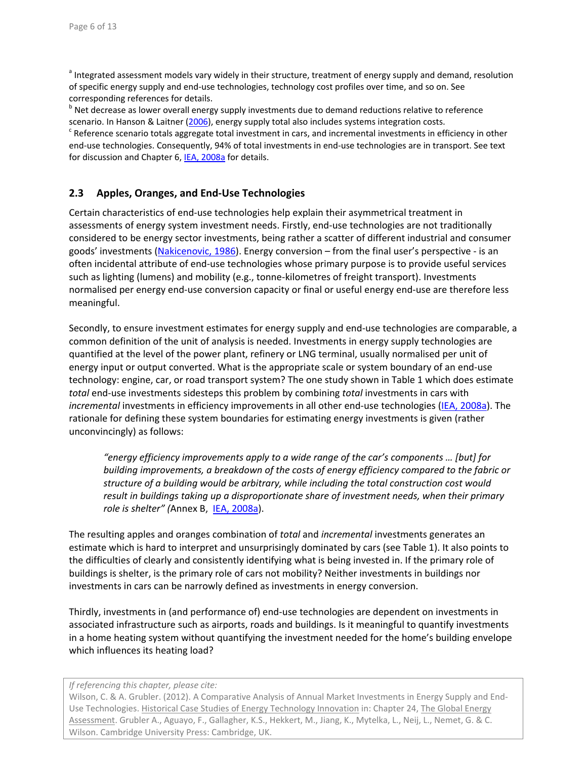[a] Integrated assessment models vary widely in their structure, treatment of energy supply and demand, resolution of specific energy supply and end-use technologies, technology cost profiles over time, and so on. See corresponding references for details.
[b] Net decrease as lower overall energy supply investments due to demand reductions relative to reference scenario. In Hanson & Laitner (2006), energy supply total also includes systems integration costs.
[c] Reference scenario totals aggregate total investment in cars, and incremental investments in efficiency in other end-use technologies. Consequently, 94% of total investments in end-use technologies are in transport. See text for discussion and Chapter 6, IEA, 2008a for details.

## 2.3 Apples, Oranges, and End-Use Technologies

Certain characteristics of end-use technologies help explain their asymmetrical treatment in assessments of energy system investment needs. Firstly, end-use technologies are not traditionally considered to be energy sector investments, being rather a scatter of different industrial and consumer goods' investments (Nakicenovic, 1986). Energy conversion – from the final user's perspective - is an often incidental attribute of end-use technologies whose primary purpose is to provide useful services such as lighting (lumens) and mobility (e.g., tonne-kilometres of freight transport). Investments normalised per energy end-use conversion capacity or final or useful energy end-use are therefore less meaningful.

Secondly, to ensure investment estimates for energy supply and end-use technologies are comparable, a common definition of the unit of analysis is needed. Investments in energy supply technologies are quantified at the level of the power plant, refinery or LNG terminal, usually normalised per unit of energy input or output converted. What is the appropriate scale or system boundary of an end-use technology: engine, car, or road transport system? The one study shown in Table 1 which does estimate *total* end-use investments sidesteps this problem by combining *total* investments in cars with *incremental* investments in efficiency improvements in all other end-use technologies (IEA, 2008a). The rationale for defining these system boundaries for estimating energy investments is given (rather unconvincingly) as follows:

> *"energy efficiency improvements apply to a wide range of the car's components … [but] for building improvements, a breakdown of the costs of energy efficiency compared to the fabric or structure of a building would be arbitrary, while including the total construction cost would result in buildings taking up a disproportionate share of investment needs, when their primary role is shelter" (*Annex B, IEA, 2008a).

The resulting apples and oranges combination of *total* and *incremental* investments generates an estimate which is hard to interpret and unsurprisingly dominated by cars (see Table 1). It also points to the difficulties of clearly and consistently identifying what is being invested in. If the primary role of buildings is shelter, is the primary role of cars not mobility? Neither investments in buildings nor investments in cars can be narrowly defined as investments in energy conversion.

Thirdly, investments in (and performance of) end-use technologies are dependent on investments in associated infrastructure such as airports, roads and buildings. Is it meaningful to quantify investments in a home heating system without quantifying the investment needed for the home's building envelope which influences its heating load?

*If referencing this chapter, please cite:*
Wilson, C. & A. Grubler. (2012). A Comparative Analysis of Annual Market Investments in Energy Supply and End-Use Technologies. Historical Case Studies of Energy Technology Innovation in: Chapter 24, The Global Energy Assessment. Grubler A., Aguayo, F., Gallagher, K.S., Hekkert, M., Jiang, K., Mytelka, L., Neij, L., Nemet, G. & C. Wilson. Cambridge University Press: Cambridge, UK.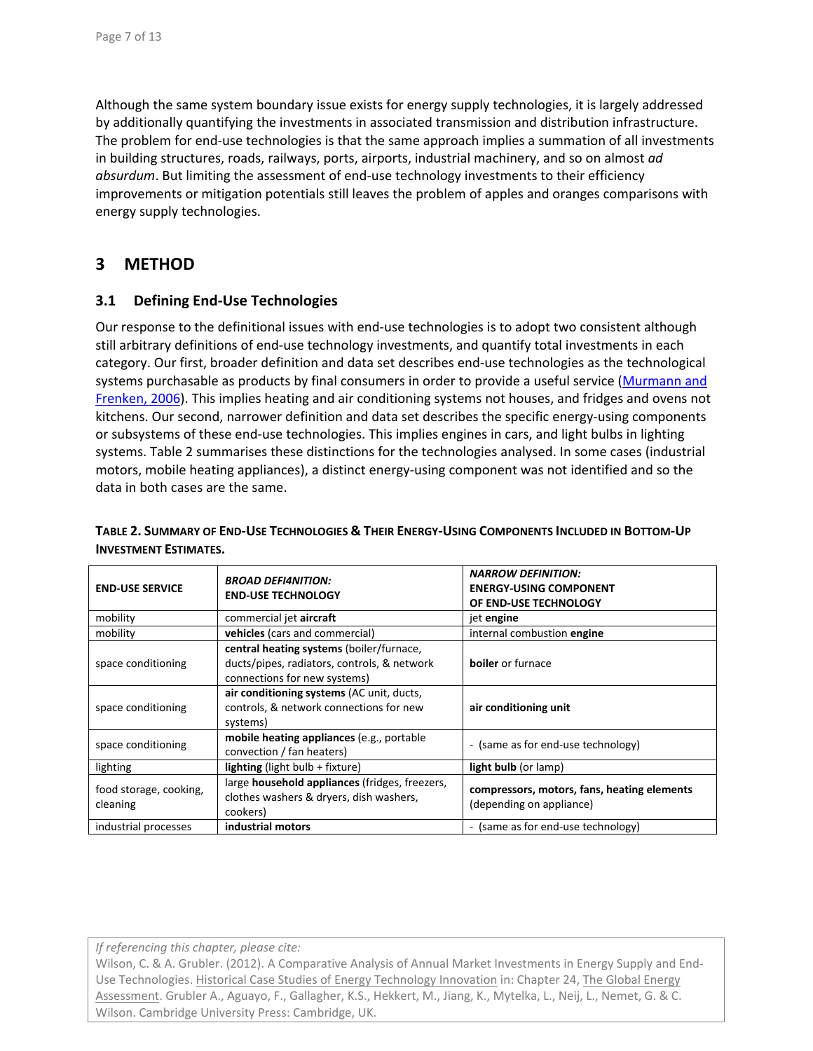Although the same system boundary issue exists for energy supply technologies, it is largely addressed by additionally quantifying the investments in associated transmission and distribution infrastructure. The problem for end-use technologies is that the same approach implies a summation of all investments in building structures, roads, railways, ports, airports, industrial machinery, and so on almost *ad absurdum*. But limiting the assessment of end-use technology investments to their efficiency improvements or mitigation potentials still leaves the problem of apples and oranges comparisons with energy supply technologies.

# 3 METHOD

## 3.1 Defining End-Use Technologies

Our response to the definitional issues with end-use technologies is to adopt two consistent although still arbitrary definitions of end-use technology investments, and quantify total investments in each category. Our first, broader definition and data set describes end-use technologies as the technological systems purchasable as products by final consumers in order to provide a useful service (Murmann and Frenken, 2006). This implies heating and air conditioning systems not houses, and fridges and ovens not kitchens. Our second, narrower definition and data set describes the specific energy-using components or subsystems of these end-use technologies. This implies engines in cars, and light bulbs in lighting systems. Table 2 summarises these distinctions for the technologies analysed. In some cases (industrial motors, mobile heating appliances), a distinct energy-using component was not identified and so the data in both cases are the same.

**TABLE 2. SUMMARY OF END-USE TECHNOLOGIES & THEIR ENERGY-USING COMPONENTS INCLUDED IN BOTTOM-UP INVESTMENT ESTIMATES.**

| END-USE SERVICE | *BROAD DEFI4NITION:* END-USE TECHNOLOGY | *NARROW DEFINITION:* ENERGY-USING COMPONENT OF END-USE TECHNOLOGY |
|---|---|---|
| mobility | commercial jet **aircraft** | jet **engine** |
| mobility | **vehicles** (cars and commercial) | internal combustion **engine** |
| space conditioning | **central heating systems** (boiler/furnace, ducts/pipes, radiators, controls, & network connections for new systems) | **boiler** or furnace |
| space conditioning | **air conditioning systems** (AC unit, ducts, controls, & network connections for new systems) | **air conditioning unit** |
| space conditioning | **mobile heating appliances** (e.g., portable convection / fan heaters) | - (same as for end-use technology) |
| lighting | **lighting** (light bulb + fixture) | **light bulb** (or lamp) |
| food storage, cooking, cleaning | large **household appliances** (fridges, freezers, clothes washers & dryers, dish washers, cookers) | **compressors, motors, fans, heating elements** (depending on appliance) |
| industrial processes | **industrial motors** | - (same as for end-use technology) |

*If referencing this chapter, please cite:*
Wilson, C. & A. Grubler. (2012). A Comparative Analysis of Annual Market Investments in Energy Supply and End-Use Technologies. Historical Case Studies of Energy Technology Innovation in: Chapter 24, The Global Energy Assessment. Grubler A., Aguayo, F., Gallagher, K.S., Hekkert, M., Jiang, K., Mytelka, L., Neij, L., Nemet, G. & C. Wilson. Cambridge University Press: Cambridge, UK.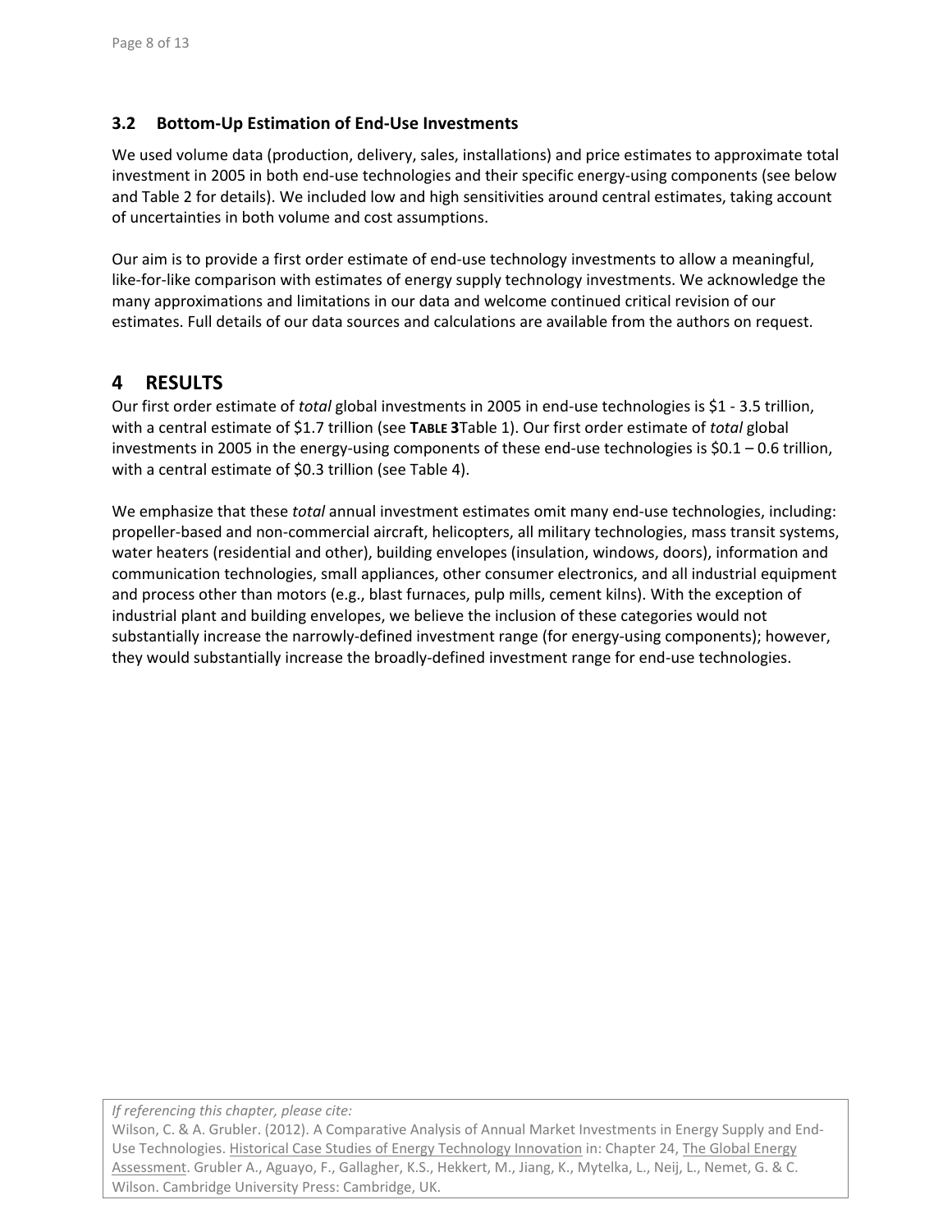### 3.2 Bottom-Up Estimation of End-Use Investments

We used volume data (production, delivery, sales, installations) and price estimates to approximate total investment in 2005 in both end-use technologies and their specific energy-using components (see below and Table 2 for details). We included low and high sensitivities around central estimates, taking account of uncertainties in both volume and cost assumptions.

Our aim is to provide a first order estimate of end-use technology investments to allow a meaningful, like-for-like comparison with estimates of energy supply technology investments. We acknowledge the many approximations and limitations in our data and welcome continued critical revision of our estimates. Full details of our data sources and calculations are available from the authors on request.

## 4 RESULTS

Our first order estimate of *total* global investments in 2005 in end-use technologies is $1 - 3.5 trillion, with a central estimate of $1.7 trillion (see **TABLE 3**Table 1). Our first order estimate of *total* global investments in 2005 in the energy-using components of these end-use technologies is $0.1 – 0.6 trillion, with a central estimate of $0.3 trillion (see Table 4).

We emphasize that these *total* annual investment estimates omit many end-use technologies, including: propeller-based and non-commercial aircraft, helicopters, all military technologies, mass transit systems, water heaters (residential and other), building envelopes (insulation, windows, doors), information and communication technologies, small appliances, other consumer electronics, and all industrial equipment and process other than motors (e.g., blast furnaces, pulp mills, cement kilns). With the exception of industrial plant and building envelopes, we believe the inclusion of these categories would not substantially increase the narrowly-defined investment range (for energy-using components); however, they would substantially increase the broadly-defined investment range for end-use technologies.

*If referencing this chapter, please cite:*
Wilson, C. & A. Grubler. (2012). A Comparative Analysis of Annual Market Investments in Energy Supply and End-Use Technologies. Historical Case Studies of Energy Technology Innovation in: Chapter 24, The Global Energy Assessment. Grubler A., Aguayo, F., Gallagher, K.S., Hekkert, M., Jiang, K., Mytelka, L., Neij, L., Nemet, G. & C. Wilson. Cambridge University Press: Cambridge, UK.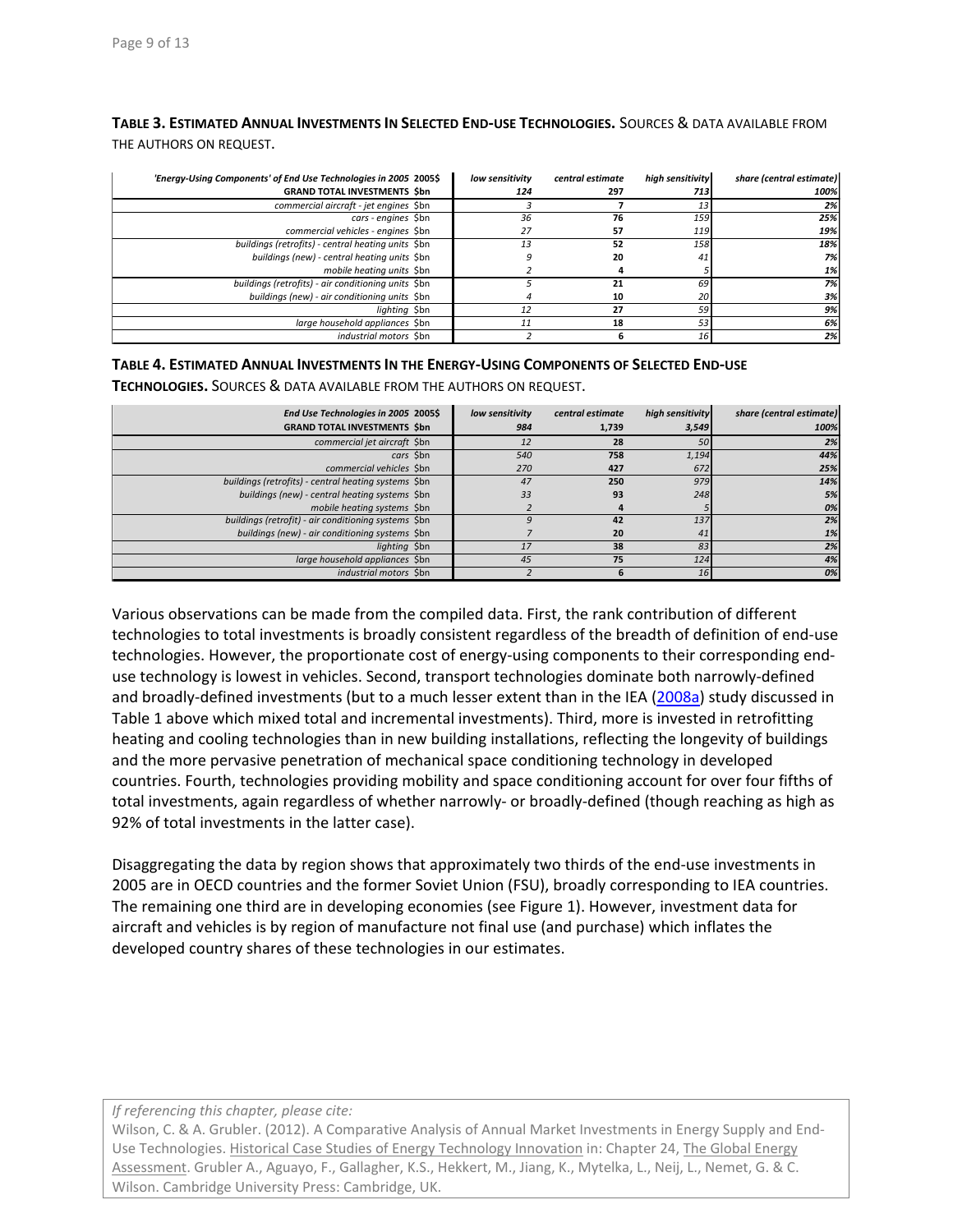**TABLE 3. ESTIMATED ANNUAL INVESTMENTS IN SELECTED END-USE TECHNOLOGIES.** SOURCES & DATA AVAILABLE FROM THE AUTHORS ON REQUEST.

| *'Energy-Using Components' of End Use Technologies in 2005 2005$* | *low sensitivity* | *central estimate* | *high sensitivity* | *share (central estimate)* |
|---|---|---|---|---|
| **GRAND TOTAL INVESTMENTS $bn** | ***124*** | **297** | ***713*** | ***100%*** |
| *commercial aircraft - jet engines $bn* | *3* | **7** | *13* | ***2%*** |
| *cars - engines $bn* | *36* | **76** | *159* | ***25%*** |
| *commercial vehicles - engines $bn* | *27* | **57** | *119* | ***19%*** |
| *buildings (retrofits) - central heating units $bn* | *13* | **52** | *158* | ***18%*** |
| *buildings (new) - central heating units $bn* | *9* | **20** | *41* | ***7%*** |
| *mobile heating units $bn* | *2* | **4** | *5* | ***1%*** |
| *buildings (retrofits) - air conditioning units $bn* | *5* | **21** | *69* | ***7%*** |
| *buildings (new) - air conditioning units $bn* | *4* | **10** | *20* | ***3%*** |
| *lighting $bn* | *12* | **27** | *59* | ***9%*** |
| *large household appliances $bn* | *11* | **18** | *53* | ***6%*** |
| *industrial motors $bn* | *2* | **6** | *16* | ***2%*** |

**TABLE 4. ESTIMATED ANNUAL INVESTMENTS IN THE ENERGY-USING COMPONENTS OF SELECTED END-USE TECHNOLOGIES.** SOURCES & DATA AVAILABLE FROM THE AUTHORS ON REQUEST.

| *End Use Technologies in 2005 2005$* | *low sensitivity* | *central estimate* | *high sensitivity* | *share (central estimate)* |
|---|---|---|---|---|
| **GRAND TOTAL INVESTMENTS $bn** | ***984*** | **1,739** | ***3,549*** | ***100%*** |
| *commercial jet aircraft $bn* | *12* | **28** | *50* | ***2%*** |
| *cars $bn* | *540* | **758** | *1,194* | ***44%*** |
| *commercial vehicles $bn* | *270* | **427** | *672* | ***25%*** |
| *buildings (retrofits) - central heating systems $bn* | *47* | **250** | *979* | ***14%*** |
| *buildings (new) - central heating systems $bn* | *33* | **93** | *248* | ***5%*** |
| *mobile heating systems $bn* | *2* | **4** | *5* | ***0%*** |
| *buildings (retrofit) - air conditioning systems $bn* | *9* | **42** | *137* | ***2%*** |
| *buildings (new) - air conditioning systems $bn* | *7* | **20** | *41* | ***1%*** |
| *lighting $bn* | *17* | **38** | *83* | ***2%*** |
| *large household appliances $bn* | *45* | **75** | *124* | ***4%*** |
| *industrial motors $bn* | *2* | **6** | *16* | ***0%*** |

Various observations can be made from the compiled data. First, the rank contribution of different technologies to total investments is broadly consistent regardless of the breadth of definition of end-use technologies. However, the proportionate cost of energy-using components to their corresponding end-use technology is lowest in vehicles. Second, transport technologies dominate both narrowly-defined and broadly-defined investments (but to a much lesser extent than in the IEA (2008a) study discussed in Table 1 above which mixed total and incremental investments). Third, more is invested in retrofitting heating and cooling technologies than in new building installations, reflecting the longevity of buildings and the more pervasive penetration of mechanical space conditioning technology in developed countries. Fourth, technologies providing mobility and space conditioning account for over four fifths of total investments, again regardless of whether narrowly- or broadly-defined (though reaching as high as 92% of total investments in the latter case).

Disaggregating the data by region shows that approximately two thirds of the end-use investments in 2005 are in OECD countries and the former Soviet Union (FSU), broadly corresponding to IEA countries. The remaining one third are in developing economies (see Figure 1). However, investment data for aircraft and vehicles is by region of manufacture not final use (and purchase) which inflates the developed country shares of these technologies in our estimates.

*If referencing this chapter, please cite:*

Wilson, C. & A. Grubler. (2012). A Comparative Analysis of Annual Market Investments in Energy Supply and End-Use Technologies. Historical Case Studies of Energy Technology Innovation in: Chapter 24, The Global Energy Assessment. Grubler A., Aguayo, F., Gallagher, K.S., Hekkert, M., Jiang, K., Mytelka, L., Neij, L., Nemet, G. & C. Wilson. Cambridge University Press: Cambridge, UK.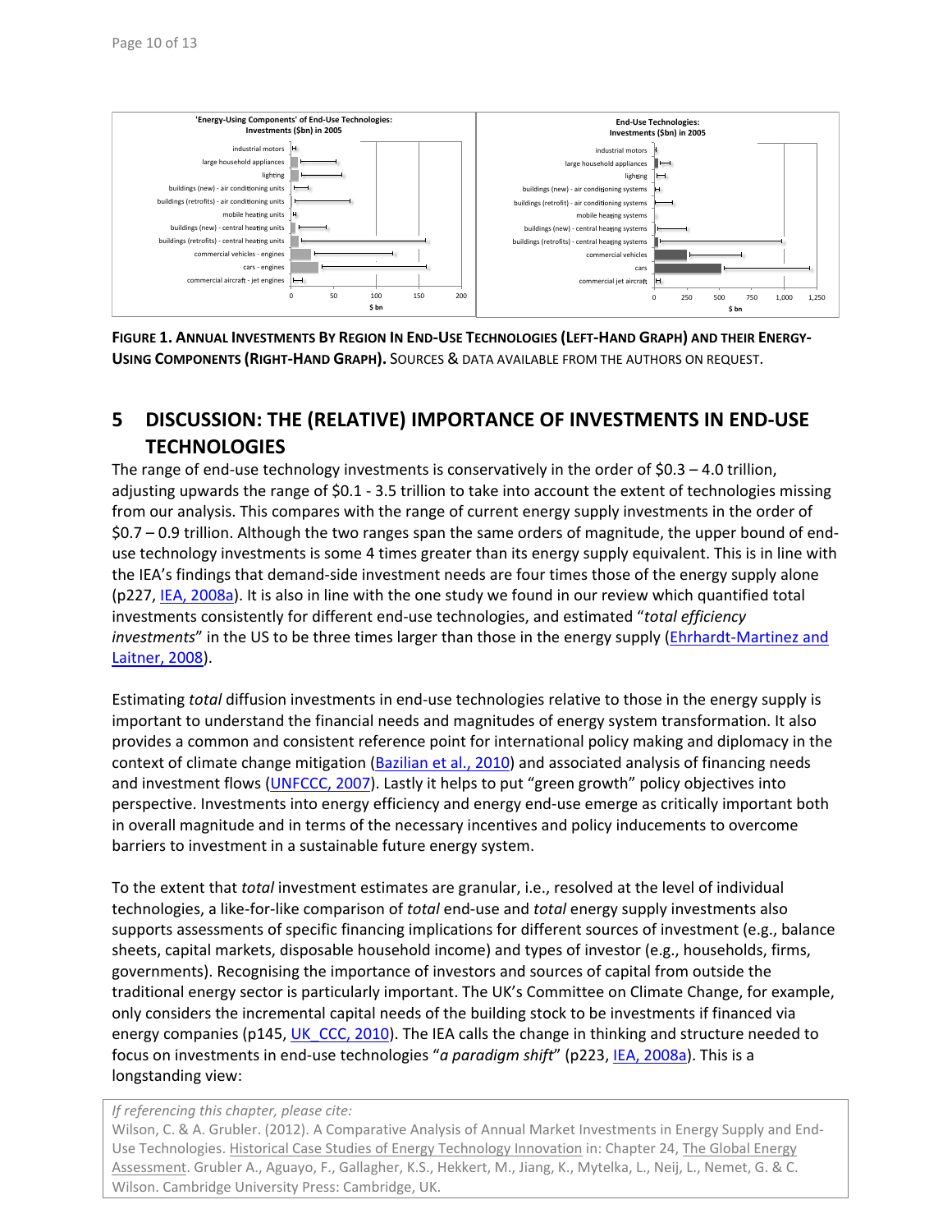'Energy-Using Components' of End-Use Technologies: Investments ($bn) in 2005

End-Use Technologies: Investments ($bn) in 2005

**FIGURE 1. ANNUAL INVESTMENTS BY REGION IN END-USE TECHNOLOGIES (LEFT-HAND GRAPH) AND THEIR ENERGY-USING COMPONENTS (RIGHT-HAND GRAPH).** SOURCES & DATA AVAILABLE FROM THE AUTHORS ON REQUEST.

## 5 DISCUSSION: THE (RELATIVE) IMPORTANCE OF INVESTMENTS IN END-USE TECHNOLOGIES

The range of end-use technology investments is conservatively in the order of $0.3 – 4.0 trillion, adjusting upwards the range of $0.1 - 3.5 trillion to take into account the extent of technologies missing from our analysis. This compares with the range of current energy supply investments in the order of $0.7 – 0.9 trillion. Although the two ranges span the same orders of magnitude, the upper bound of end-use technology investments is some 4 times greater than its energy supply equivalent. This is in line with the IEA's findings that demand-side investment needs are four times those of the energy supply alone (p227, IEA, 2008a). It is also in line with the one study we found in our review which quantified total investments consistently for different end-use technologies, and estimated "*total efficiency investments*" in the US to be three times larger than those in the energy supply (Ehrhardt-Martinez and Laitner, 2008).

Estimating *total* diffusion investments in end-use technologies relative to those in the energy supply is important to understand the financial needs and magnitudes of energy system transformation. It also provides a common and consistent reference point for international policy making and diplomacy in the context of climate change mitigation (Bazilian et al., 2010) and associated analysis of financing needs and investment flows (UNFCCC, 2007). Lastly it helps to put "green growth" policy objectives into perspective. Investments into energy efficiency and energy end-use emerge as critically important both in overall magnitude and in terms of the necessary incentives and policy inducements to overcome barriers to investment in a sustainable future energy system.

To the extent that *total* investment estimates are granular, i.e., resolved at the level of individual technologies, a like-for-like comparison of *total* end-use and *total* energy supply investments also supports assessments of specific financing implications for different sources of investment (e.g., balance sheets, capital markets, disposable household income) and types of investor (e.g., households, firms, governments). Recognising the importance of investors and sources of capital from outside the traditional energy sector is particularly important. The UK's Committee on Climate Change, for example, only considers the incremental capital needs of the building stock to be investments if financed via energy companies (p145, UK_CCC, 2010). The IEA calls the change in thinking and structure needed to focus on investments in end-use technologies "*a paradigm shift*" (p223, IEA, 2008a). This is a longstanding view:

*If referencing this chapter, please cite:*
Wilson, C. & A. Grubler. (2012). A Comparative Analysis of Annual Market Investments in Energy Supply and End-Use Technologies. Historical Case Studies of Energy Technology Innovation in: Chapter 24, The Global Energy Assessment. Grubler A., Aguayo, F., Gallagher, K.S., Hekkert, M., Jiang, K., Mytelka, L., Neij, L., Nemet, G. & C. Wilson. Cambridge University Press: Cambridge, UK.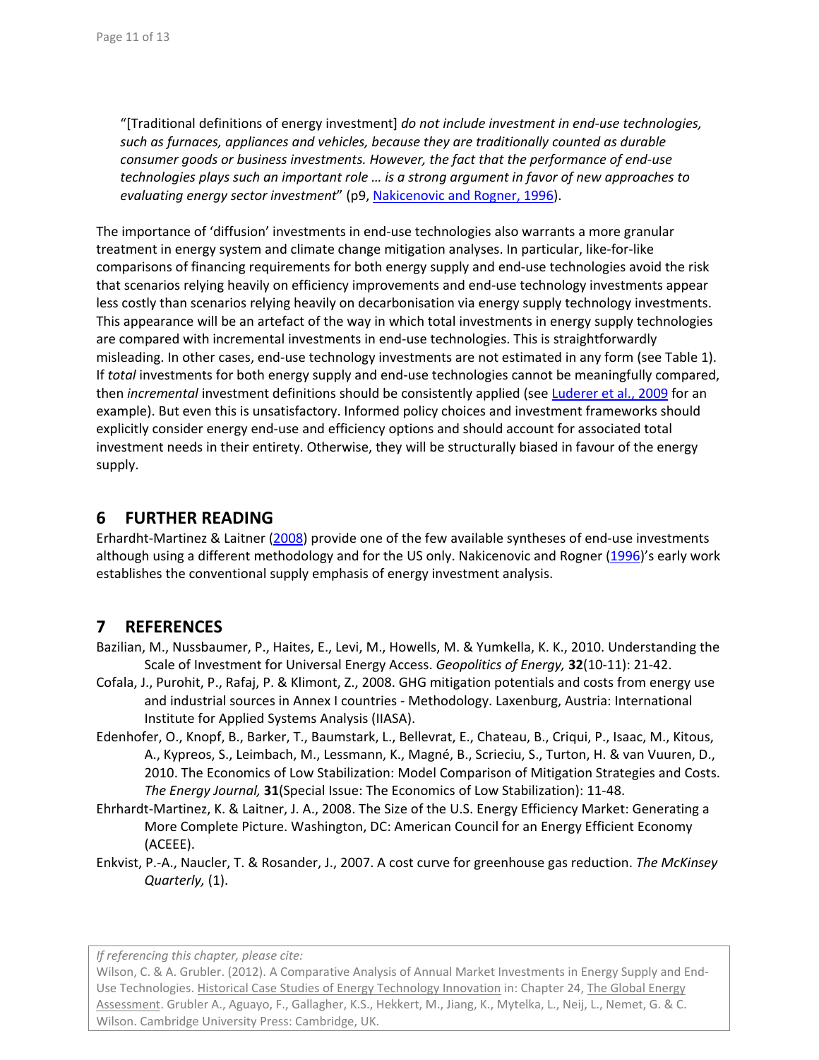"[Traditional definitions of energy investment] *do not include investment in end-use technologies, such as furnaces, appliances and vehicles, because they are traditionally counted as durable consumer goods or business investments. However, the fact that the performance of end-use technologies plays such an important role … is a strong argument in favor of new approaches to evaluating energy sector investment*" (p9, Nakicenovic and Rogner, 1996).

The importance of 'diffusion' investments in end-use technologies also warrants a more granular treatment in energy system and climate change mitigation analyses. In particular, like-for-like comparisons of financing requirements for both energy supply and end-use technologies avoid the risk that scenarios relying heavily on efficiency improvements and end-use technology investments appear less costly than scenarios relying heavily on decarbonisation via energy supply technology investments. This appearance will be an artefact of the way in which total investments in energy supply technologies are compared with incremental investments in end-use technologies. This is straightforwardly misleading. In other cases, end-use technology investments are not estimated in any form (see Table 1). If *total* investments for both energy supply and end-use technologies cannot be meaningfully compared, then *incremental* investment definitions should be consistently applied (see Luderer et al., 2009 for an example). But even this is unsatisfactory. Informed policy choices and investment frameworks should explicitly consider energy end-use and efficiency options and should account for associated total investment needs in their entirety. Otherwise, they will be structurally biased in favour of the energy supply.

## 6 FURTHER READING

Erhardht-Martinez & Laitner (2008) provide one of the few available syntheses of end-use investments although using a different methodology and for the US only. Nakicenovic and Rogner (1996)'s early work establishes the conventional supply emphasis of energy investment analysis.

## 7 REFERENCES

Bazilian, M., Nussbaumer, P., Haites, E., Levi, M., Howells, M. & Yumkella, K. K., 2010. Understanding the Scale of Investment for Universal Energy Access. *Geopolitics of Energy,* **32**(10-11): 21-42.

Cofala, J., Purohit, P., Rafaj, P. & Klimont, Z., 2008. GHG mitigation potentials and costs from energy use and industrial sources in Annex I countries - Methodology. Laxenburg, Austria: International Institute for Applied Systems Analysis (IIASA).

Edenhofer, O., Knopf, B., Barker, T., Baumstark, L., Bellevrat, E., Chateau, B., Criqui, P., Isaac, M., Kitous, A., Kypreos, S., Leimbach, M., Lessmann, K., Magné, B., Scrieciu, S., Turton, H. & van Vuuren, D., 2010. The Economics of Low Stabilization: Model Comparison of Mitigation Strategies and Costs. *The Energy Journal,* **31**(Special Issue: The Economics of Low Stabilization): 11-48.

Ehrhardt-Martinez, K. & Laitner, J. A., 2008. The Size of the U.S. Energy Efficiency Market: Generating a More Complete Picture. Washington, DC: American Council for an Energy Efficient Economy (ACEEE).

Enkvist, P.-A., Naucler, T. & Rosander, J., 2007. A cost curve for greenhouse gas reduction. *The McKinsey Quarterly,* (1).

*If referencing this chapter, please cite:*
Wilson, C. & A. Grubler. (2012). A Comparative Analysis of Annual Market Investments in Energy Supply and End-Use Technologies. Historical Case Studies of Energy Technology Innovation in: Chapter 24, The Global Energy Assessment. Grubler A., Aguayo, F., Gallagher, K.S., Hekkert, M., Jiang, K., Mytelka, L., Neij, L., Nemet, G. & C. Wilson. Cambridge University Press: Cambridge, UK.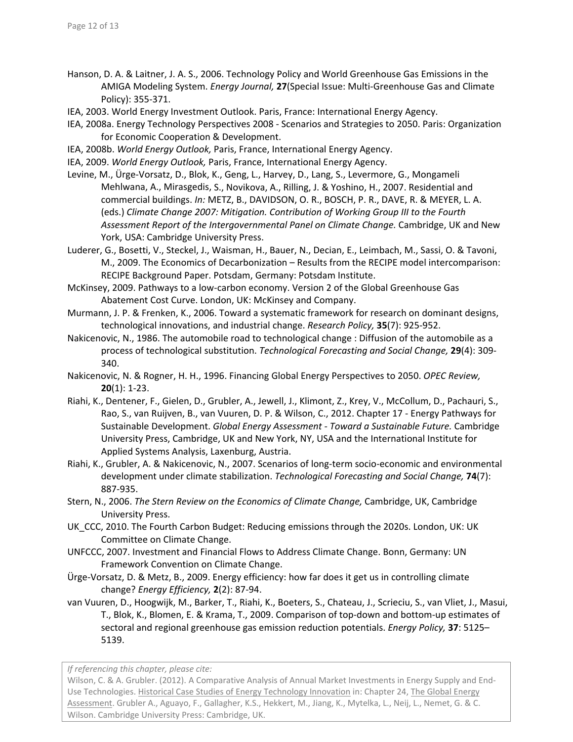Hanson, D. A. & Laitner, J. A. S., 2006. Technology Policy and World Greenhouse Gas Emissions in the AMIGA Modeling System. *Energy Journal,* **27**(Special Issue: Multi-Greenhouse Gas and Climate Policy): 355-371.

IEA, 2003. World Energy Investment Outlook. Paris, France: International Energy Agency.

IEA, 2008a. Energy Technology Perspectives 2008 - Scenarios and Strategies to 2050. Paris: Organization for Economic Cooperation & Development.

IEA, 2008b. *World Energy Outlook,* Paris, France, International Energy Agency.

IEA, 2009. *World Energy Outlook,* Paris, France, International Energy Agency.

Levine, M., Ürge-Vorsatz, D., Blok, K., Geng, L., Harvey, D., Lang, S., Levermore, G., Mongameli Mehlwana, A., Mirasgedis, S., Novikova, A., Rilling, J. & Yoshino, H., 2007. Residential and commercial buildings. *In:* METZ, B., DAVIDSON, O. R., BOSCH, P. R., DAVE, R. & MEYER, L. A. (eds.) *Climate Change 2007: Mitigation. Contribution of Working Group III to the Fourth Assessment Report of the Intergovernmental Panel on Climate Change.* Cambridge, UK and New York, USA: Cambridge University Press.

Luderer, G., Bosetti, V., Steckel, J., Waisman, H., Bauer, N., Decian, E., Leimbach, M., Sassi, O. & Tavoni, M., 2009. The Economics of Decarbonization – Results from the RECIPE model intercomparison: RECIPE Background Paper. Potsdam, Germany: Potsdam Institute.

McKinsey, 2009. Pathways to a low-carbon economy. Version 2 of the Global Greenhouse Gas Abatement Cost Curve. London, UK: McKinsey and Company.

Murmann, J. P. & Frenken, K., 2006. Toward a systematic framework for research on dominant designs, technological innovations, and industrial change. *Research Policy,* **35**(7): 925-952.

Nakicenovic, N., 1986. The automobile road to technological change : Diffusion of the automobile as a process of technological substitution. *Technological Forecasting and Social Change,* **29**(4): 309-340.

Nakicenovic, N. & Rogner, H. H., 1996. Financing Global Energy Perspectives to 2050. *OPEC Review,* **20**(1): 1-23.

Riahi, K., Dentener, F., Gielen, D., Grubler, A., Jewell, J., Klimont, Z., Krey, V., McCollum, D., Pachauri, S., Rao, S., van Ruijven, B., van Vuuren, D. P. & Wilson, C., 2012. Chapter 17 - Energy Pathways for Sustainable Development. *Global Energy Assessment - Toward a Sustainable Future.* Cambridge University Press, Cambridge, UK and New York, NY, USA and the International Institute for Applied Systems Analysis, Laxenburg, Austria.

Riahi, K., Grubler, A. & Nakicenovic, N., 2007. Scenarios of long-term socio-economic and environmental development under climate stabilization. *Technological Forecasting and Social Change,* **74**(7): 887-935.

Stern, N., 2006. *The Stern Review on the Economics of Climate Change,* Cambridge, UK, Cambridge University Press.

UK_CCC, 2010. The Fourth Carbon Budget: Reducing emissions through the 2020s. London, UK: UK Committee on Climate Change.

UNFCCC, 2007. Investment and Financial Flows to Address Climate Change. Bonn, Germany: UN Framework Convention on Climate Change.

Ürge-Vorsatz, D. & Metz, B., 2009. Energy efficiency: how far does it get us in controlling climate change? *Energy Efficiency,* **2**(2): 87-94.

van Vuuren, D., Hoogwijk, M., Barker, T., Riahi, K., Boeters, S., Chateau, J., Scrieciu, S., van Vliet, J., Masui, T., Blok, K., Blomen, E. & Krama, T., 2009. Comparison of top-down and bottom-up estimates of sectoral and regional greenhouse gas emission reduction potentials. *Energy Policy,* **37**: 5125–5139.

*If referencing this chapter, please cite:*
Wilson, C. & A. Grubler. (2012). A Comparative Analysis of Annual Market Investments in Energy Supply and End-Use Technologies. Historical Case Studies of Energy Technology Innovation in: Chapter 24, The Global Energy Assessment. Grubler A., Aguayo, F., Gallagher, K.S., Hekkert, M., Jiang, K., Mytelka, L., Neij, L., Nemet, G. & C. Wilson. Cambridge University Press: Cambridge, UK.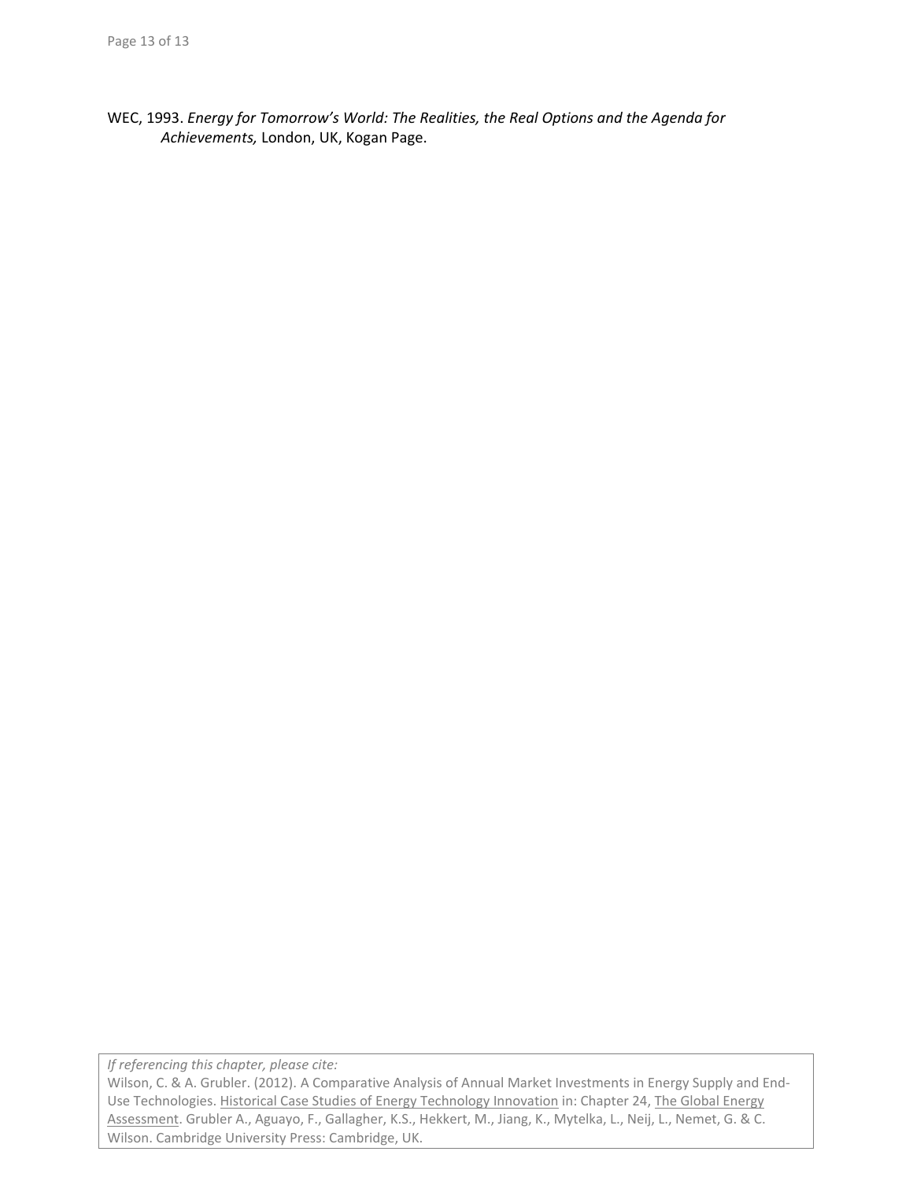WEC, 1993. *Energy for Tomorrow's World: The Realities, the Real Options and the Agenda for Achievements,* London, UK, Kogan Page.